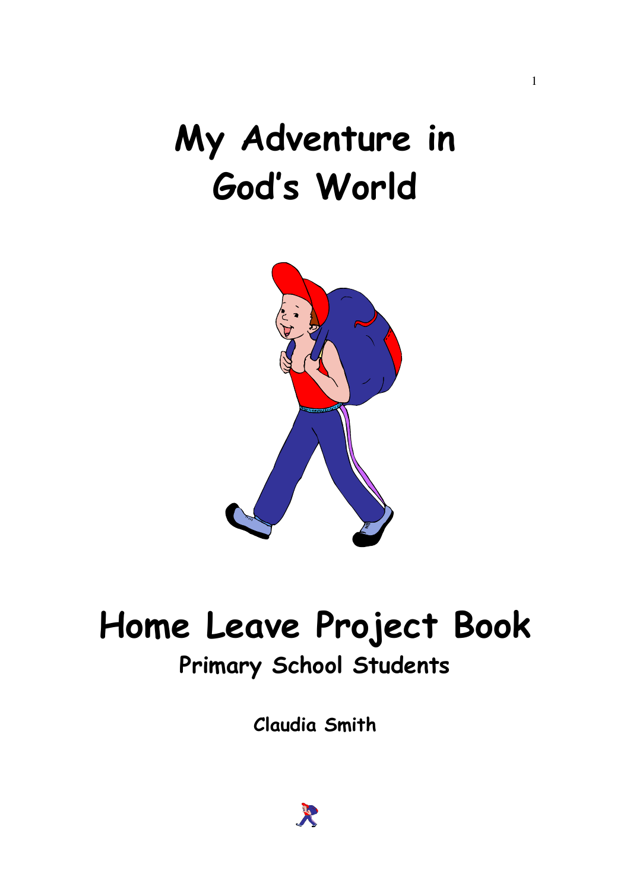# My Adventure in God's World

# Home Leave Project Book

## Primary School Students

**Claudia Smith**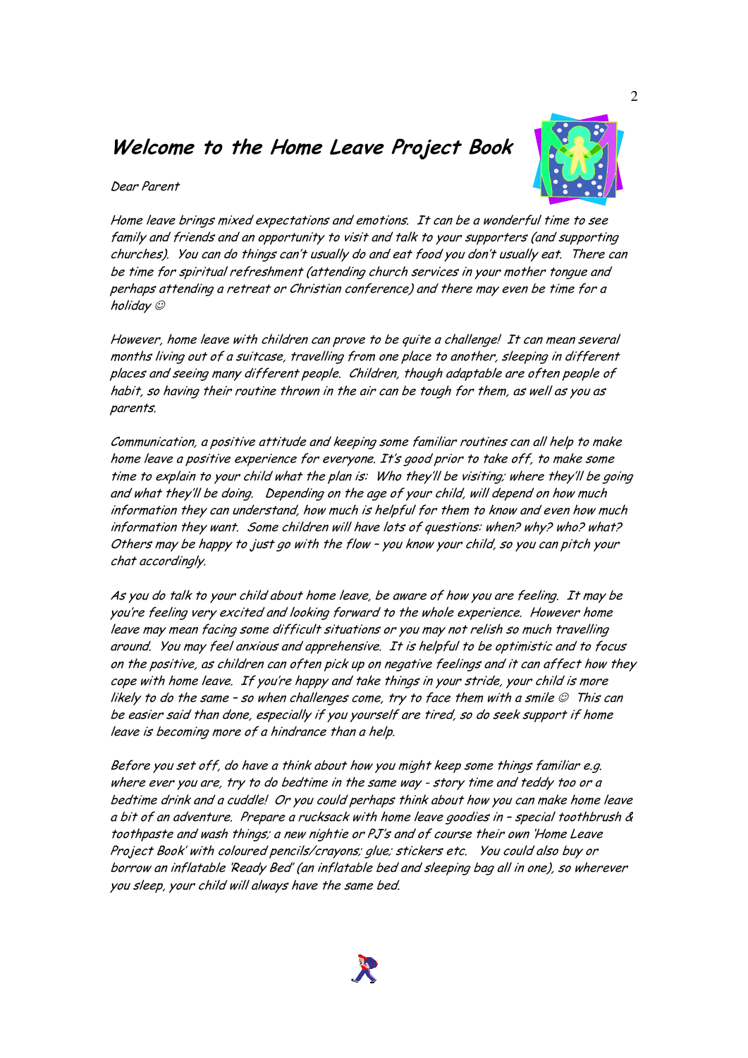# *Welcome to the Home Leave Project Book*

*Dear Parent*

*Home leave brings mixed expectations and emotions. It can be a wonderful time to see family and friends and an opportunity to visit and talk to your supporters (and supporting churches). You can do things can't usually do and eat food you don't usually eat. There can be time for spiritual refreshment (attending church services in your mother tongue and perhaps attending a retreat or Christian conference) and there may even be time for a holiday ☺*

*However, home leave with children can prove to be quite a challenge! It can mean several months living out of a suitcase, travelling from one place to another, sleeping in different places and seeing many different people. Children, though adaptable are often people of habit, so having their routine thrown in the air can be tough for them, as well as you as parents.*

*Communication, a positive attitude and keeping some familiar routines can all help to make home leave a positive experience for everyone. It's good prior to take off, to make some time to explain to your child what the plan is: Who they'll be visiting; where they'll be going and what they'll be doing. Depending on the age of your child, will depend on how much information they can understand, how much is helpful for them to know and even how much information they want. Some children will have lots of questions: when? why? who? what? Others may be happy to just go with the flow – you know your child, so you can pitch your chat accordingly.*

*As you do talk to your child about home leave, be aware of how you are feeling. It may be you're feeling very excited and looking forward to the whole experience. However home leave may mean facing some difficult situations or you may not relish so much travelling around. You may feel anxious and apprehensive. It is helpful to be optimistic and to focus on the positive, as children can often pick up on negative feelings and it can affect how they cope with home leave. If you're happy and take things in your stride, your child is more likely to do the same – so when challenges come, try to face them with a smile ☺ This can be easier said than done, especially if you yourself are tired, so do seek support if home leave is becoming more of a hindrance than a help.*

*Before you set off, do have a think about how you might keep some things familiar e.g. where ever you are, try to do bedtime in the same way - story time and teddy too or a bedtime drink and a cuddle! Or you could perhaps think about how you can make home leave a bit of an adventure. Prepare a rucksack with home leave goodies in – special toothbrush & toothpaste and wash things; a new nightie or PJ's and of course their own 'Home Leave Project Book' with coloured pencils/crayons; glue; stickers etc. You could also buy or borrow an inflatable 'Ready Bed' (an inflatable bed and sleeping bag all in one), so wherever you sleep, your child will always have the same bed.*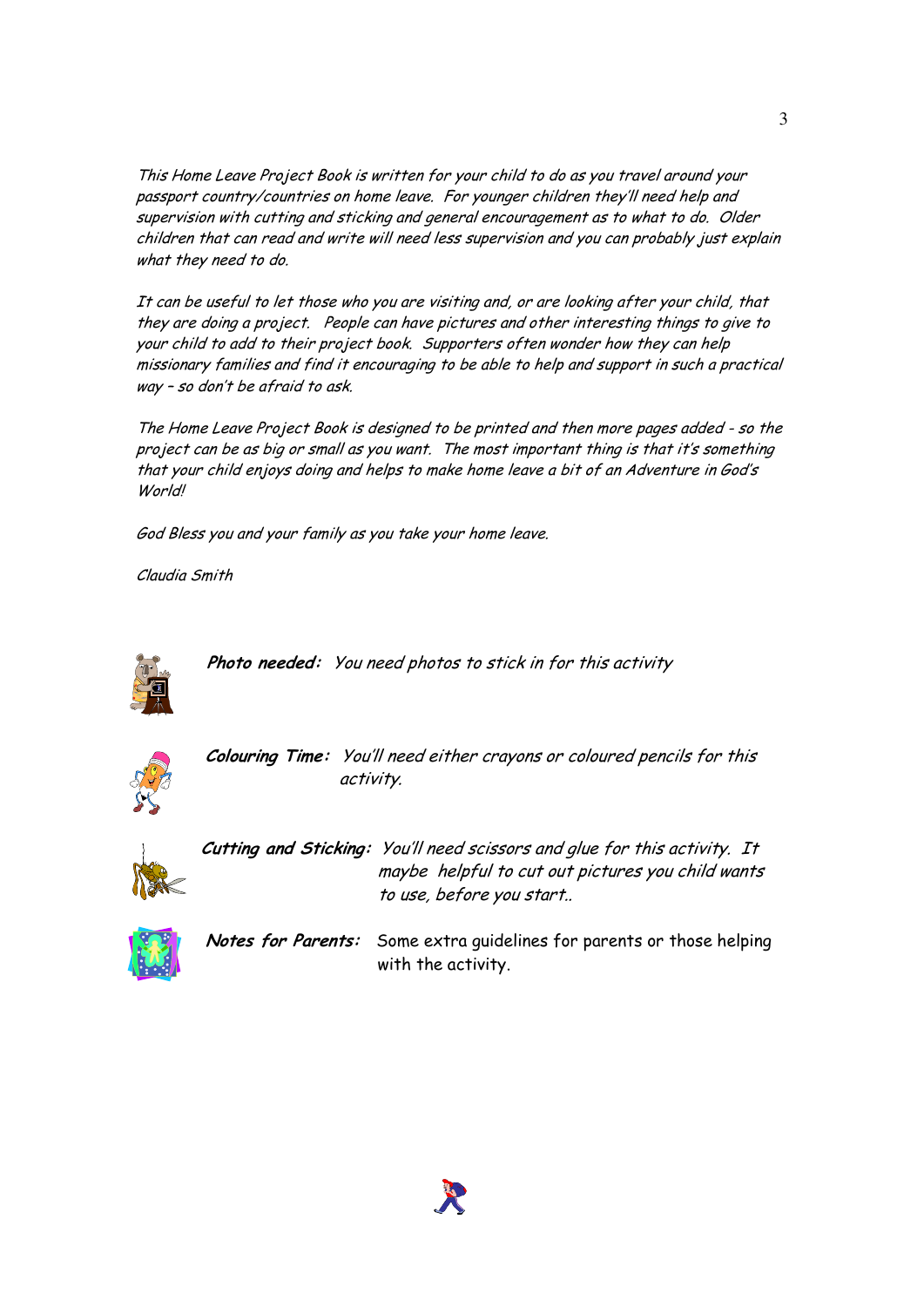*This Home Leave Project Book is written for your child to do as you travel around your passport country/countries on home leave. For younger children they'll need help and supervision with cutting and sticking and general encouragement as to what to do. Older children that can read and write will need less supervision and you can probably just explain what they need to do.*

*It can be useful to let those who you are visiting and, or are looking after your child, that they are doing a project. People can have pictures and other interesting things to give to your child to add to their project book. Supporters often wonder how they can help missionary families and find it encouraging to be able to help and support in such a practical way – so don't be afraid to ask.*

*The Home Leave Project Book is designed to be printed and then more pages added - so the project can be as big or small as you want. The most important thing is that it's something that your child enjoys doing and helps to make home leave a bit of an Adventure in God's World!*

*God Bless you and your family as you take your home leave.*

*Claudia Smith*

***Photo needed:*** *You need photos to stick in for this activity*

***Colouring Time:*** *You'll need either crayons or coloured pencils for this activity.*

***Cutting and Sticking:*** *You'll need scissors and glue for this activity. It maybe helpful to cut out pictures you child wants to use, before you start..*

***Notes for Parents:*** Some extra guidelines for parents or those helping with the activity.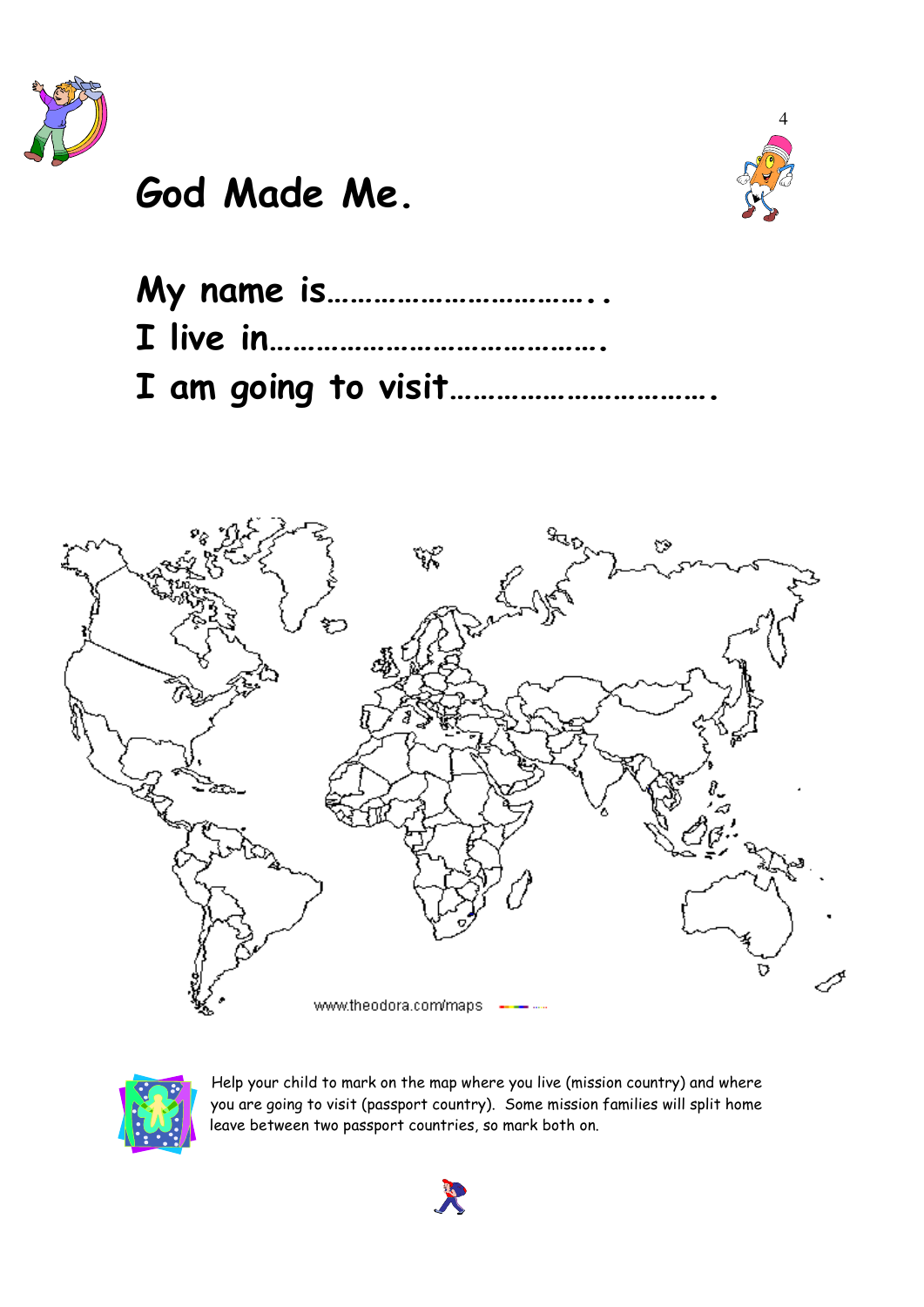# God Made Me.

**My name is…………………………..**

**I live in………………………………….**

**I am going to visit…………………………..**

www.theodora.com/maps

Help your child to mark on the map where you live (mission country) and where you are going to visit (passport country). Some mission families will split home leave between two passport countries, so mark both on.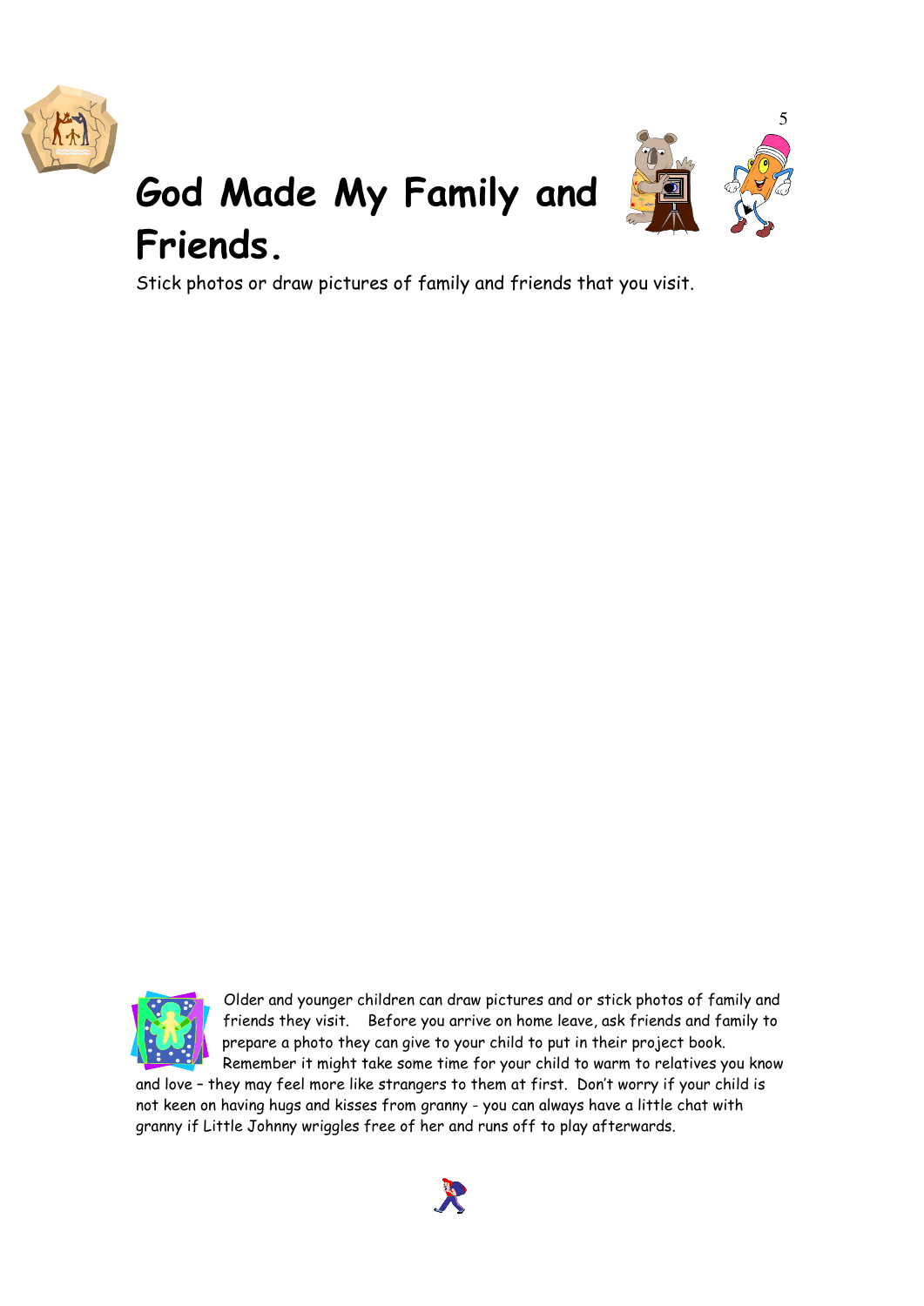# God Made My Family and Friends.

Stick photos or draw pictures of family and friends that you visit.

Older and younger children can draw pictures and or stick photos of family and friends they visit. Before you arrive on home leave, ask friends and family to prepare a photo they can give to your child to put in their project book. Remember it might take some time for your child to warm to relatives you know and love – they may feel more like strangers to them at first. Don't worry if your child is not keen on having hugs and kisses from granny - you can always have a little chat with granny if Little Johnny wriggles free of her and runs off to play afterwards.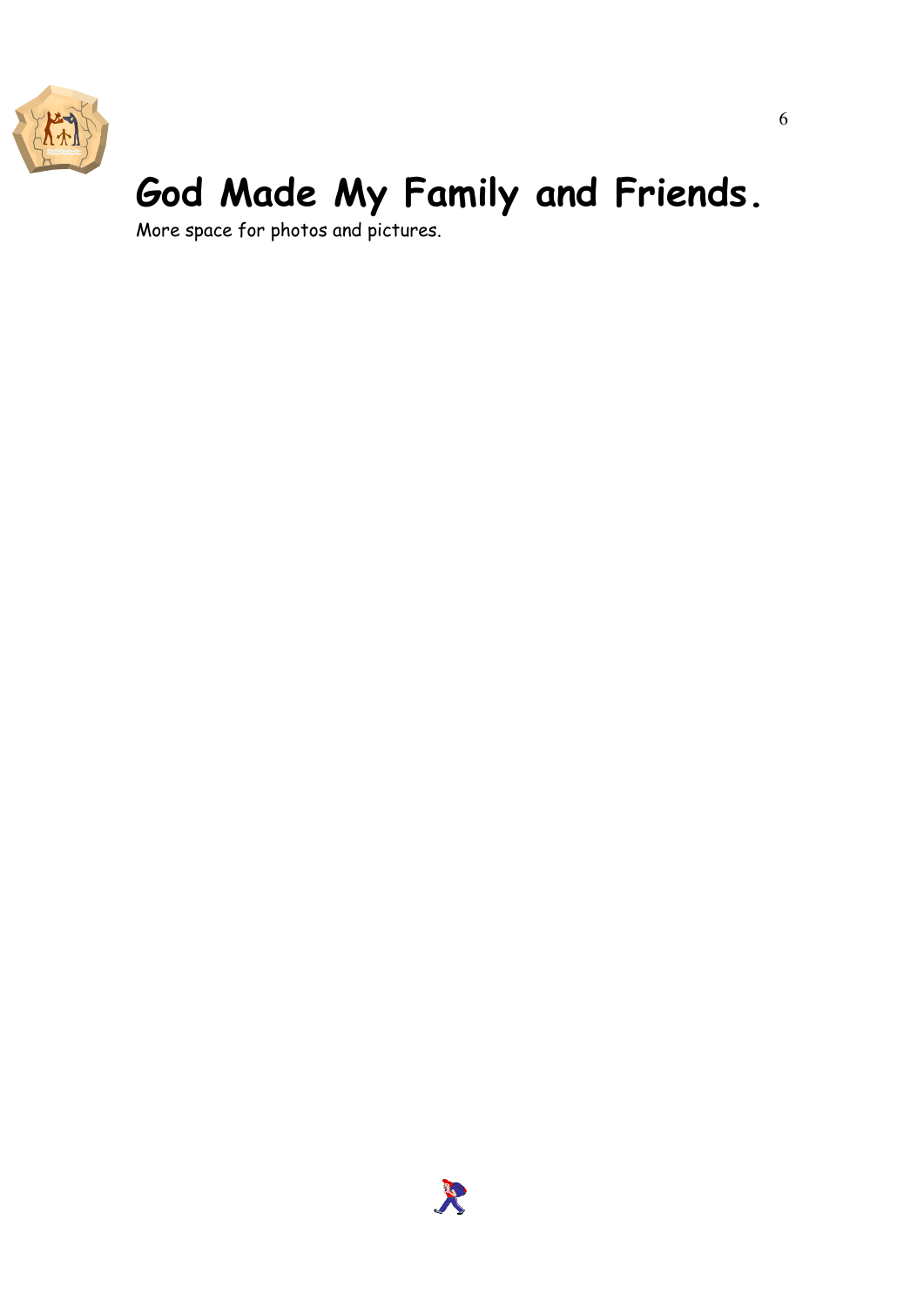# God Made My Family and Friends.

More space for photos and pictures.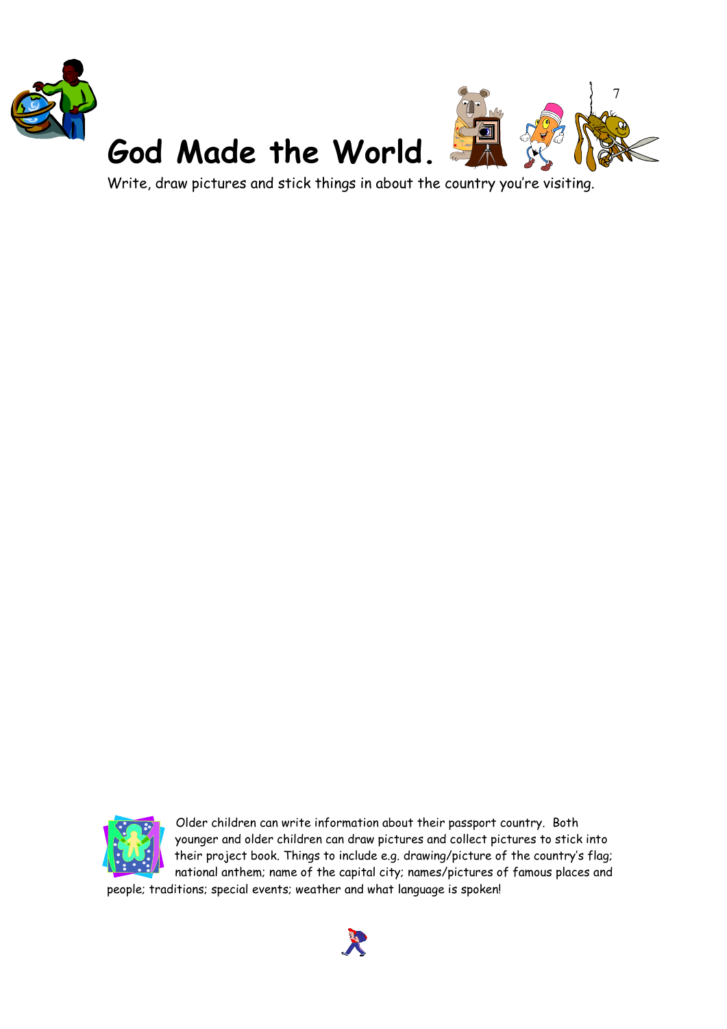# God Made the World.

Write, draw pictures and stick things in about the country you're visiting.

Older children can write information about their passport country. Both younger and older children can draw pictures and collect pictures to stick into their project book. Things to include e.g. drawing/picture of the country's flag; national anthem; name of the capital city; names/pictures of famous places and people; traditions; special events; weather and what language is spoken!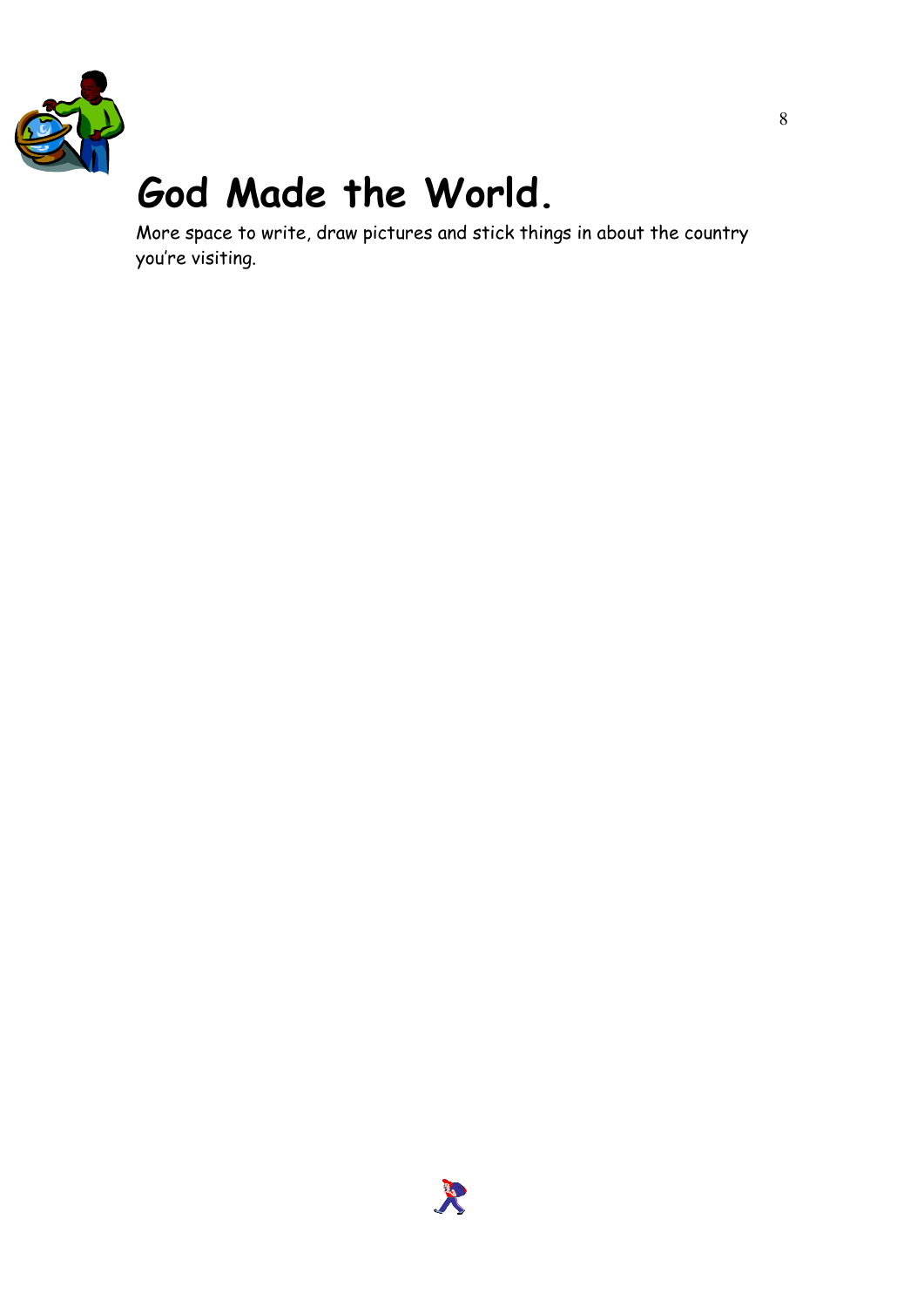# God Made the World.

More space to write, draw pictures and stick things in about the country you're visiting.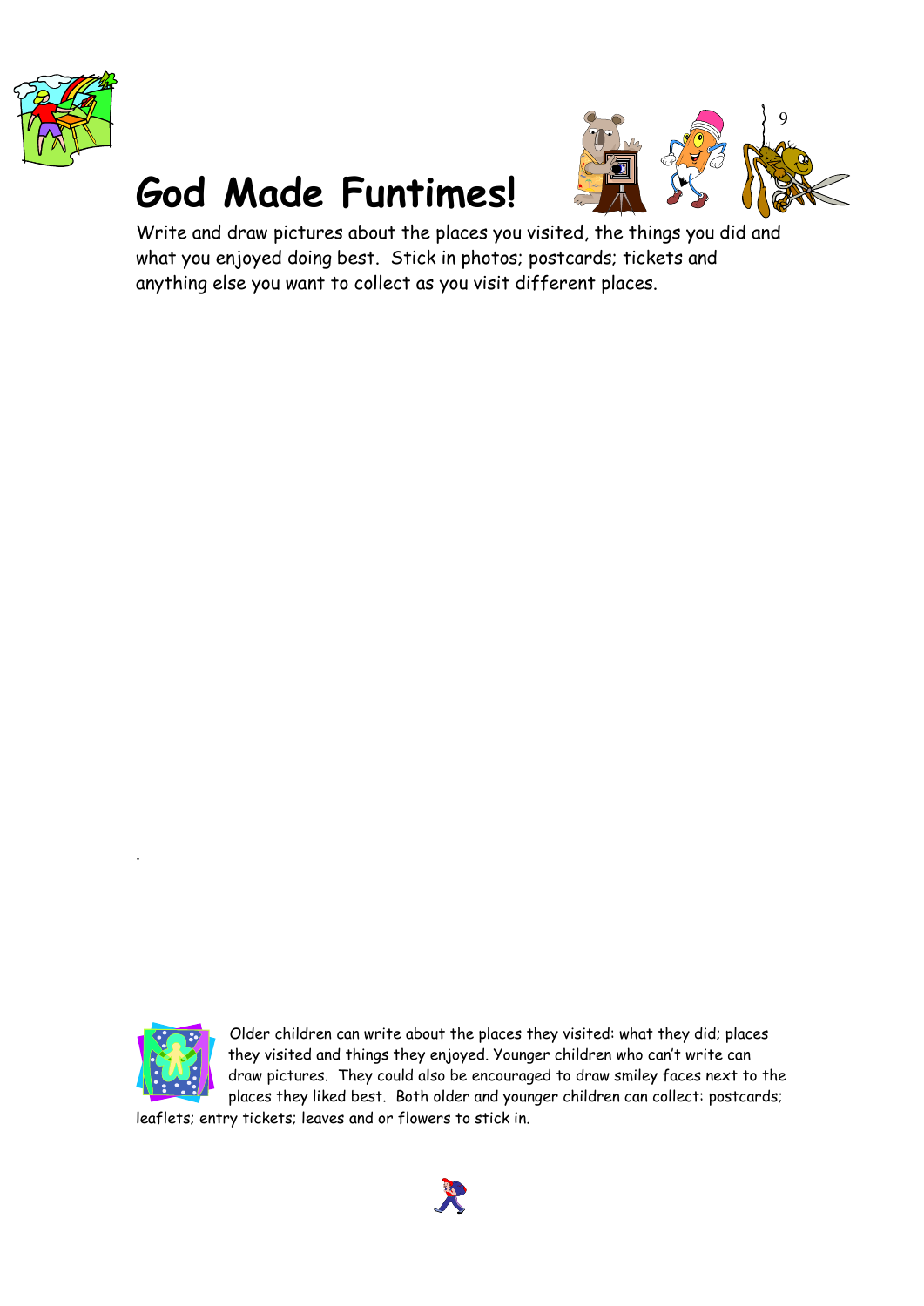# God Made Funtimes!

Write and draw pictures about the places you visited, the things you did and what you enjoyed doing best.  Stick in photos; postcards; tickets and anything else you want to collect as you visit different places.

Older children can write about the places they visited: what they did; places they visited and things they enjoyed. Younger children who can't write can draw pictures.  They could also be encouraged to draw smiley faces next to the places they liked best.  Both older and younger children can collect: postcards; leaflets; entry tickets; leaves and or flowers to stick in.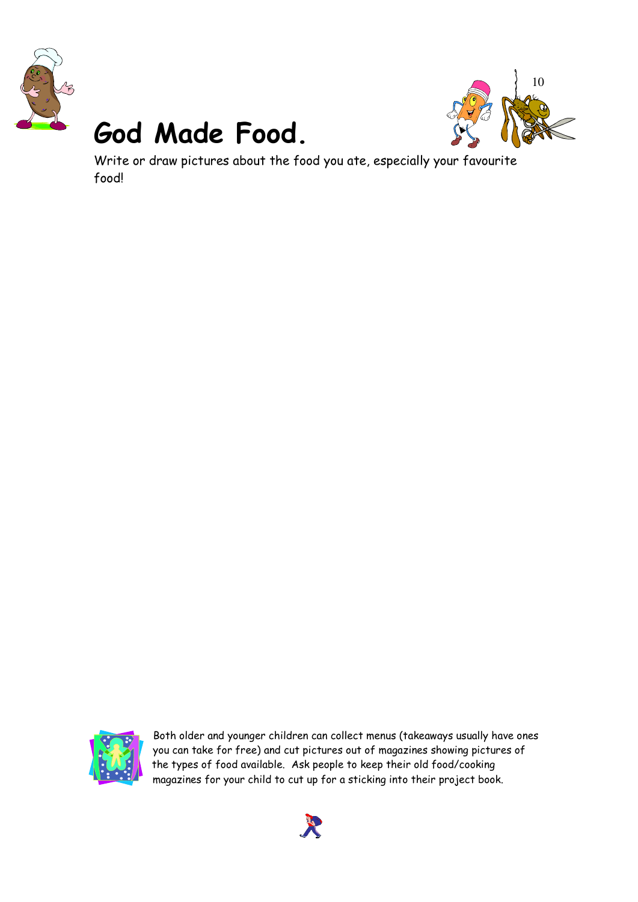# God Made Food.

Write or draw pictures about the food you ate, especially your favourite food!

Both older and younger children can collect menus (takeaways usually have ones you can take for free) and cut pictures out of magazines showing pictures of the types of food available. Ask people to keep their old food/cooking magazines for your child to cut up for a sticking into their project book.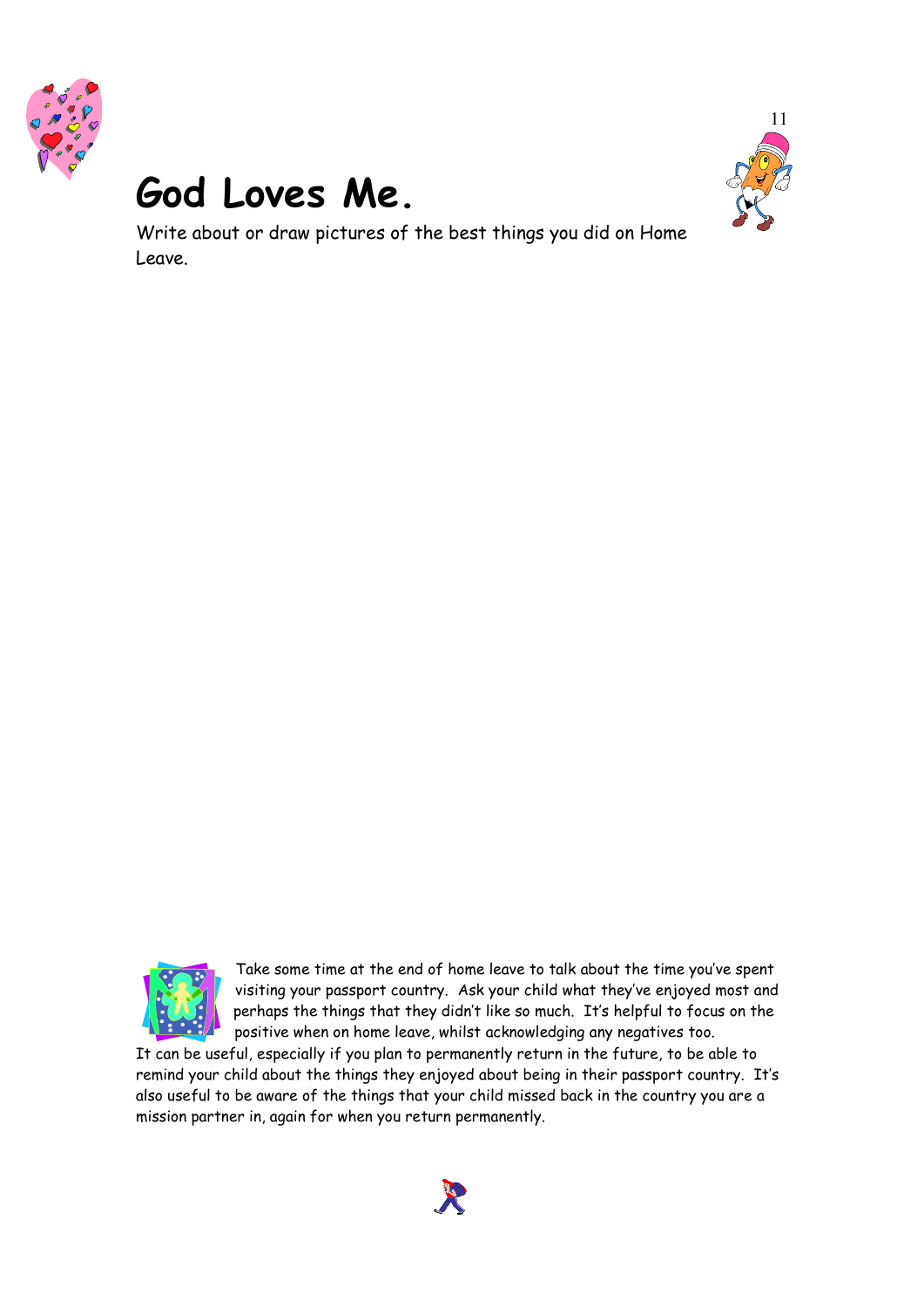# God Loves Me.

Write about or draw pictures of the best things you did on Home Leave.

Take some time at the end of home leave to talk about the time you've spent visiting your passport country. Ask your child what they've enjoyed most and perhaps the things that they didn't like so much. It's helpful to focus on the positive when on home leave, whilst acknowledging any negatives too.

It can be useful, especially if you plan to permanently return in the future, to be able to remind your child about the things they enjoyed about being in their passport country. It's also useful to be aware of the things that your child missed back in the country you are a mission partner in, again for when you return permanently.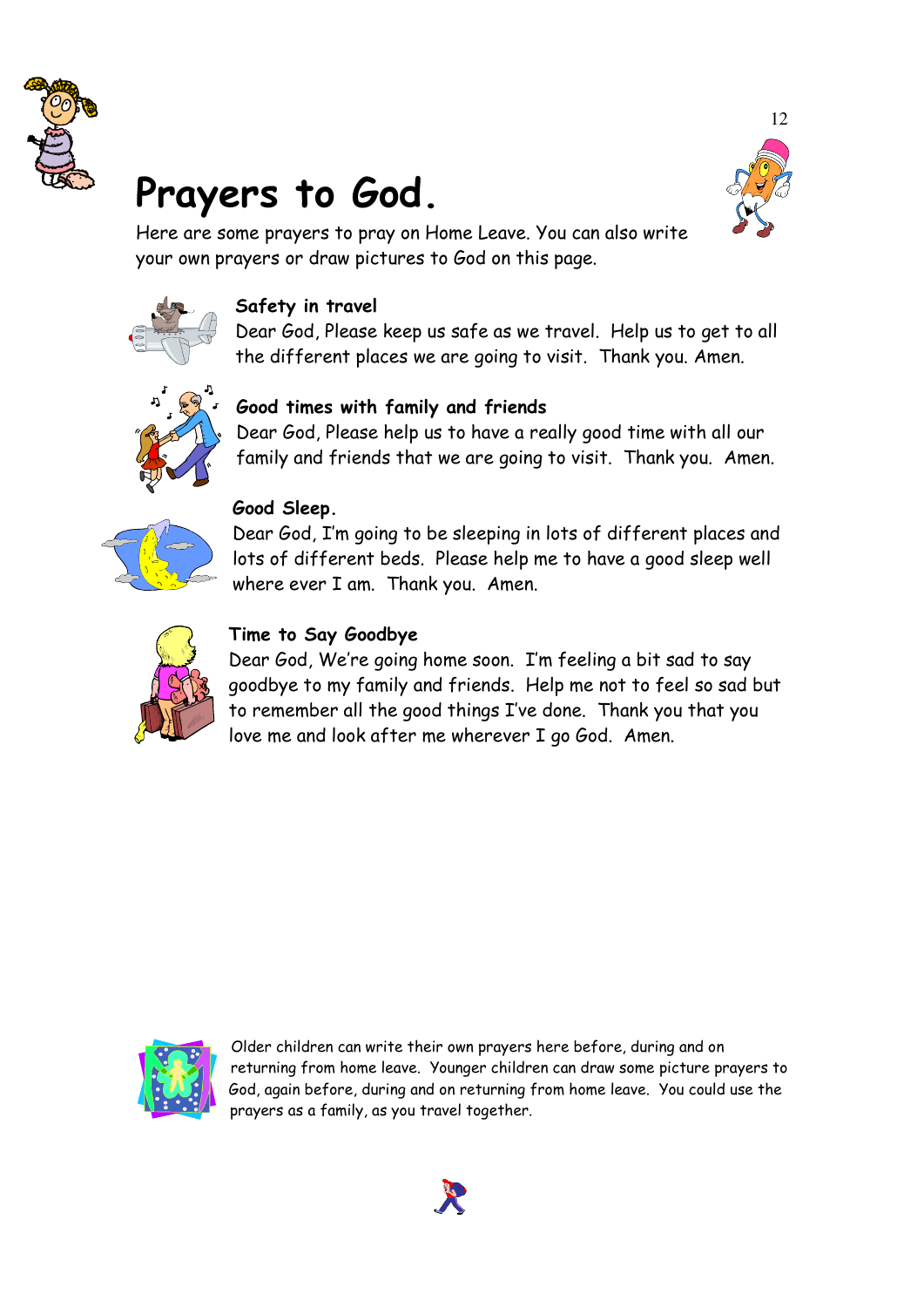# Prayers to God.

Here are some prayers to pray on Home Leave. You can also write your own prayers or draw pictures to God on this page.

**Safety in travel**
Dear God, Please keep us safe as we travel. Help us to get to all the different places we are going to visit. Thank you. Amen.

**Good times with family and friends**
Dear God, Please help us to have a really good time with all our family and friends that we are going to visit. Thank you. Amen.

**Good Sleep.**
Dear God, I'm going to be sleeping in lots of different places and lots of different beds. Please help me to have a good sleep well where ever I am. Thank you. Amen.

**Time to Say Goodbye**
Dear God, We're going home soon. I'm feeling a bit sad to say goodbye to my family and friends. Help me not to feel so sad but to remember all the good things I've done. Thank you that you love me and look after me wherever I go God. Amen.

Older children can write their own prayers here before, during and on returning from home leave. Younger children can draw some picture prayers to God, again before, during and on returning from home leave. You could use the prayers as a family, as you travel together.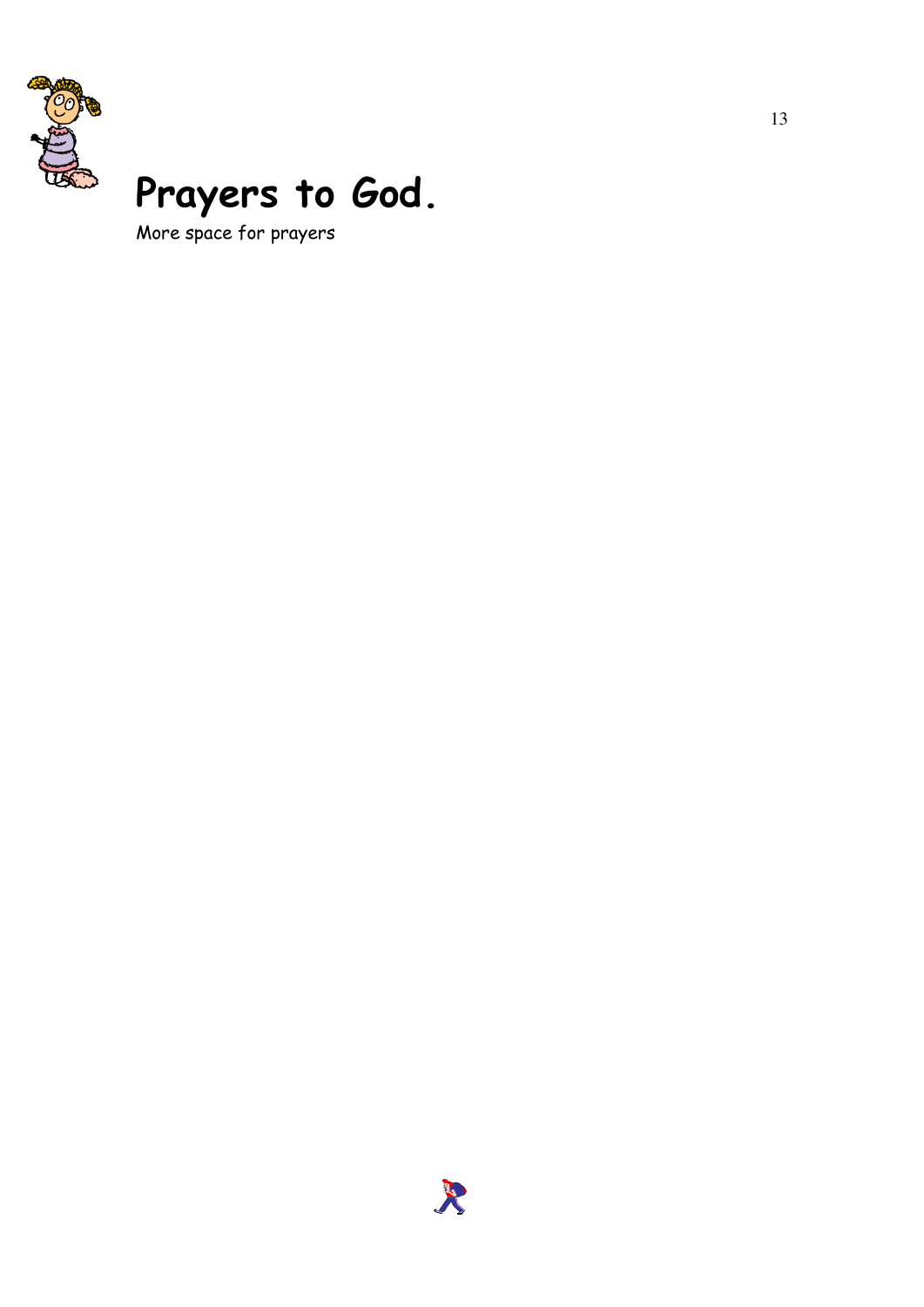# Prayers to God.

More space for prayers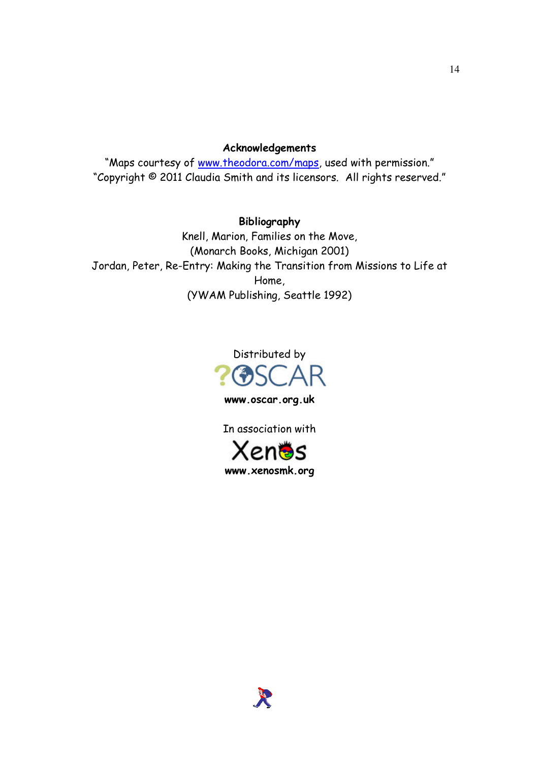**Acknowledgements**

"Maps courtesy of [www.theodora.com/maps](http://www.theodora.com/maps), used with permission."
"Copyright © 2011 Claudia Smith and its licensors. All rights reserved."

**Bibliography**

Knell, Marion, Families on the Move,
(Monarch Books, Michigan 2001)
Jordan, Peter, Re-Entry: Making the Transition from Missions to Life at Home,
(YWAM Publishing, Seattle 1992)

Distributed by

OSCAR

**www.oscar.org.uk**

In association with

Xenos

**www.xenosmk.org**